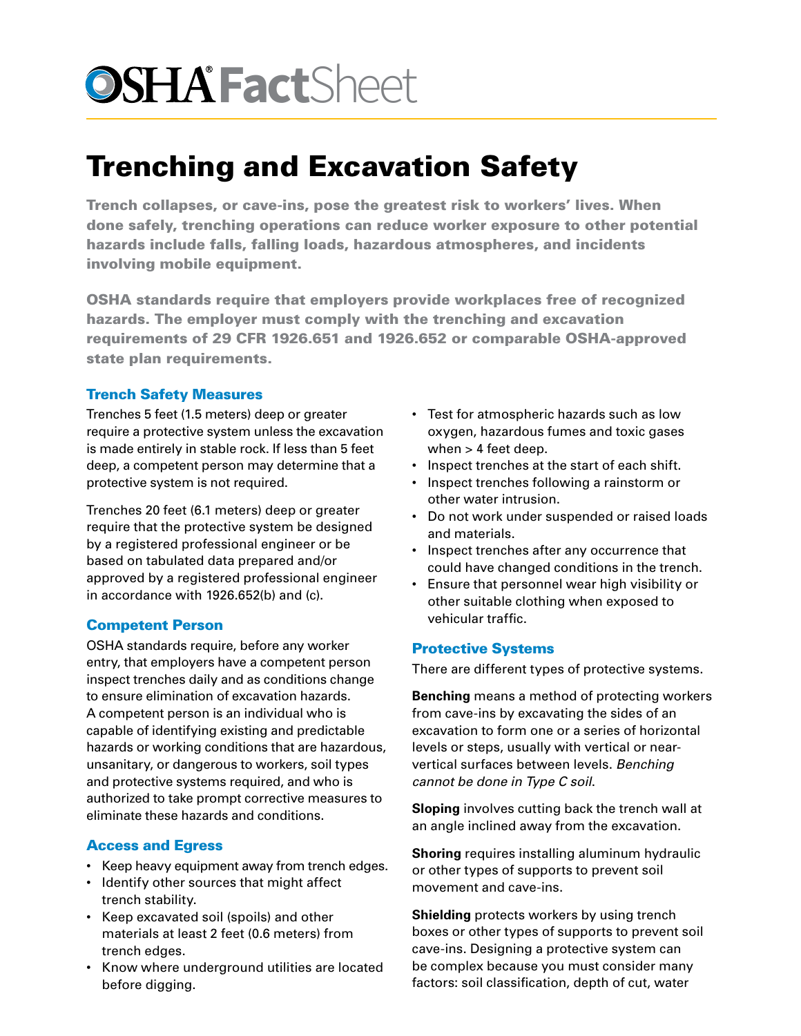# OSHA FactSheet

## Trenching and Excavation Safety

**Trench collapses, or cave-ins, pose the greatest risk to workers' lives. When done safely, trenching operations can reduce worker exposure to other potential hazards include falls, falling loads, hazardous atmospheres, and incidents involving mobile equipment.**

**OSHA standards require that employers provide workplaces free of recognized hazards. The employer must comply with the trenching and excavation requirements of 29 CFR 1926.651 and 1926.652 or comparable OSHA-approved state plan requirements.**

### Trench Safety Measures

Trenches 5 feet (1.5 meters) deep or greater require a protective system unless the excavation is made entirely in stable rock. If less than 5 feet deep, a competent person may determine that a protective system is not required.

Trenches 20 feet (6.1 meters) deep or greater require that the protective system be designed by a registered professional engineer or be based on tabulated data prepared and/or approved by a registered professional engineer in accordance with 1926.652(b) and (c).

### Competent Person

OSHA standards require, before any worker entry, that employers have a competent person inspect trenches daily and as conditions change to ensure elimination of excavation hazards. A competent person is an individual who is capable of identifying existing and predictable hazards or working conditions that are hazardous, unsanitary, or dangerous to workers, soil types and protective systems required, and who is authorized to take prompt corrective measures to eliminate these hazards and conditions.

### Access and Egress

- Keep heavy equipment away from trench edges.
- Identify other sources that might affect trench stability.
- Keep excavated soil (spoils) and other materials at least 2 feet (0.6 meters) from trench edges.
- Know where underground utilities are located before digging.
- Test for atmospheric hazards such as low oxygen, hazardous fumes and toxic gases when > 4 feet deep.
- Inspect trenches at the start of each shift.
- Inspect trenches following a rainstorm or other water intrusion.
- Do not work under suspended or raised loads and materials.
- Inspect trenches after any occurrence that could have changed conditions in the trench.
- Ensure that personnel wear high visibility or other suitable clothing when exposed to vehicular traffic.

### Protective Systems

There are different types of protective systems.

**Benching** means a method of protecting workers from cave-ins by excavating the sides of an excavation to form one or a series of horizontal levels or steps, usually with vertical or near-vertical surfaces between levels. *Benching cannot be done in Type C soil.*

**Sloping** involves cutting back the trench wall at an angle inclined away from the excavation.

**Shoring** requires installing aluminum hydraulic or other types of supports to prevent soil movement and cave-ins.

**Shielding** protects workers by using trench boxes or other types of supports to prevent soil cave-ins. Designing a protective system can be complex because you must consider many factors: soil classification, depth of cut, water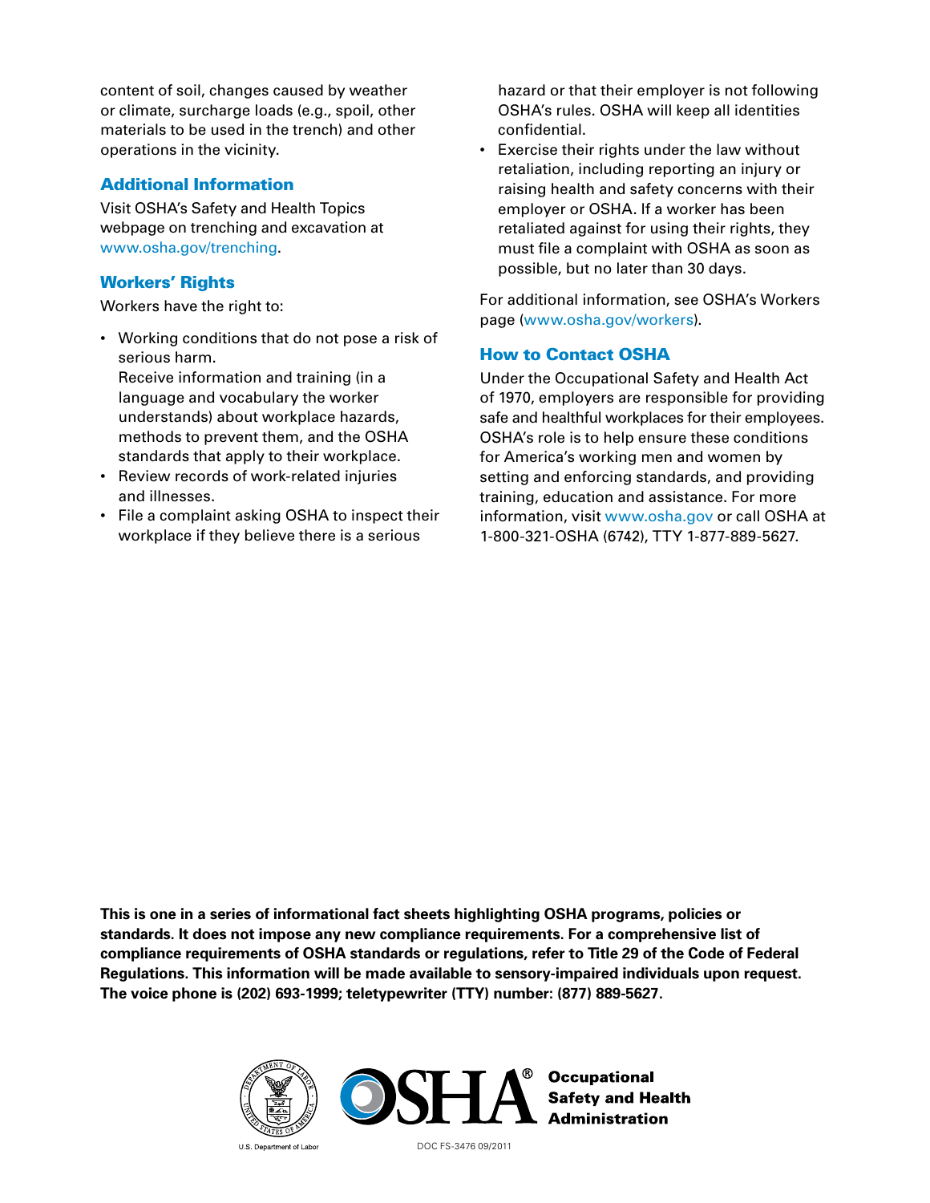content of soil, changes caused by weather or climate, surcharge loads (e.g., spoil, other materials to be used in the trench) and other operations in the vicinity.

## Additional Information

Visit OSHA's Safety and Health Topics webpage on trenching and excavation at www.osha.gov/trenching.

## Workers' Rights

Workers have the right to:

- Working conditions that do not pose a risk of serious harm.
  Receive information and training (in a language and vocabulary the worker understands) about workplace hazards, methods to prevent them, and the OSHA standards that apply to their workplace.
- Review records of work-related injuries and illnesses.
- File a complaint asking OSHA to inspect their workplace if they believe there is a serious hazard or that their employer is not following OSHA's rules. OSHA will keep all identities confidential.
- Exercise their rights under the law without retaliation, including reporting an injury or raising health and safety concerns with their employer or OSHA. If a worker has been retaliated against for using their rights, they must file a complaint with OSHA as soon as possible, but no later than 30 days.

For additional information, see OSHA's Workers page (www.osha.gov/workers).

## How to Contact OSHA

Under the Occupational Safety and Health Act of 1970, employers are responsible for providing safe and healthful workplaces for their employees. OSHA's role is to help ensure these conditions for America's working men and women by setting and enforcing standards, and providing training, education and assistance. For more information, visit www.osha.gov or call OSHA at 1-800-321-OSHA (6742), TTY 1-877-889-5627.

**This is one in a series of informational fact sheets highlighting OSHA programs, policies or standards. It does not impose any new compliance requirements. For a comprehensive list of compliance requirements of OSHA standards or regulations, refer to Title 29 of the Code of Federal Regulations. This information will be made available to sensory-impaired individuals upon request. The voice phone is (202) 693-1999; teletypewriter (TTY) number: (877) 889-5627.**

U.S. Department of Labor

OSHA® **Occupational Safety and Health Administration**

DOC FS-3476 09/2011